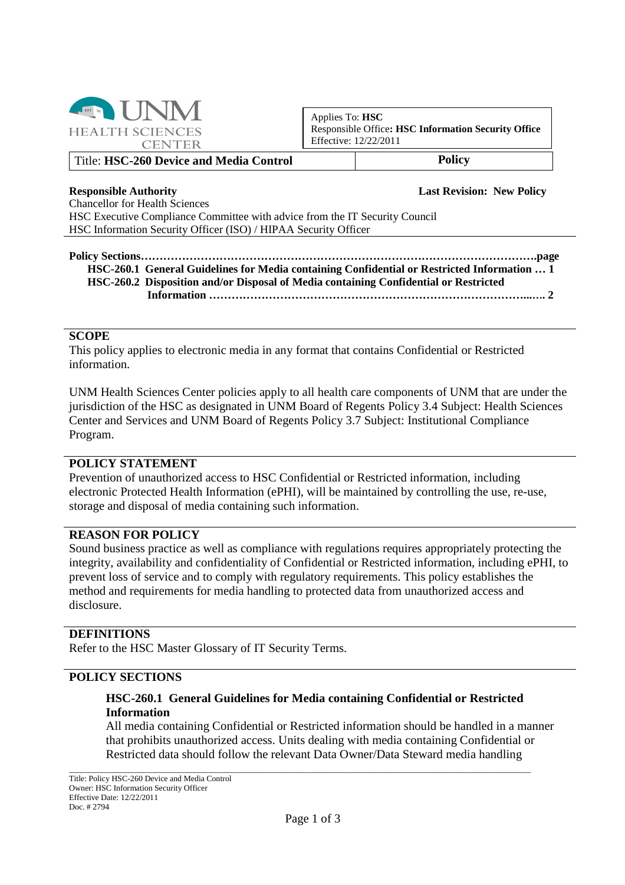UNM HEALTH SCIENCES CENTER

| Applies To: **HSC** |
|---|
| Responsible Office**: HSC Information Security Office** |
| Effective: 12/22/2011 |

| Title: **HSC-260 Device and Media Control** | **Policy** |
|---|---|

**Responsible Authority** **Last Revision: New Policy**

Chancellor for Health Sciences
HSC Executive Compliance Committee with advice from the IT Security Council
HSC Information Security Officer (ISO) / HIPAA Security Officer

**Policy Sections………………………………………………………………………………………….page**

**HSC-260.1 General Guidelines for Media containing Confidential or Restricted Information … 1**

**HSC-260.2 Disposition and/or Disposal of Media containing Confidential or Restricted Information ……………………………………………………………………………..….. 2**

## SCOPE

This policy applies to electronic media in any format that contains Confidential or Restricted information.

UNM Health Sciences Center policies apply to all health care components of UNM that are under the jurisdiction of the HSC as designated in UNM Board of Regents Policy 3.4 Subject: Health Sciences Center and Services and UNM Board of Regents Policy 3.7 Subject: Institutional Compliance Program.

## POLICY STATEMENT

Prevention of unauthorized access to HSC Confidential or Restricted information, including electronic Protected Health Information (ePHI), will be maintained by controlling the use, re-use, storage and disposal of media containing such information.

## REASON FOR POLICY

Sound business practice as well as compliance with regulations requires appropriately protecting the integrity, availability and confidentiality of Confidential or Restricted information, including ePHI, to prevent loss of service and to comply with regulatory requirements. This policy establishes the method and requirements for media handling to protected data from unauthorized access and disclosure.

## DEFINITIONS

Refer to the HSC Master Glossary of IT Security Terms.

## POLICY SECTIONS

### HSC-260.1 General Guidelines for Media containing Confidential or Restricted Information

All media containing Confidential or Restricted information should be handled in a manner that prohibits unauthorized access. Units dealing with media containing Confidential or Restricted data should follow the relevant Data Owner/Data Steward media handling

Title: Policy HSC-260 Device and Media Control
Owner: HSC Information Security Officer
Effective Date: 12/22/2011
Doc. # 2794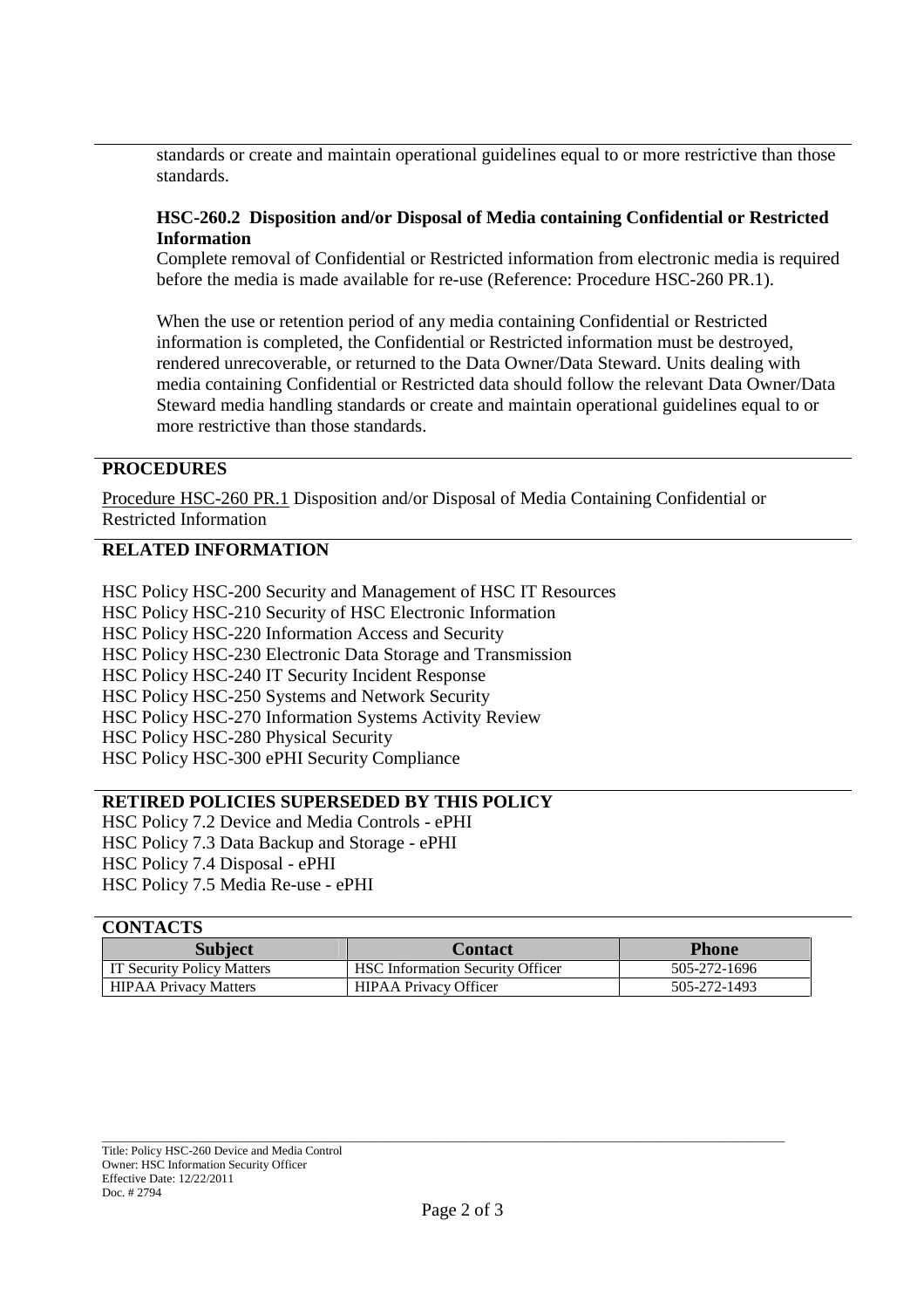standards or create and maintain operational guidelines equal to or more restrictive than those standards.

**HSC-260.2 Disposition and/or Disposal of Media containing Confidential or Restricted Information**

Complete removal of Confidential or Restricted information from electronic media is required before the media is made available for re-use (Reference: Procedure HSC-260 PR.1).

When the use or retention period of any media containing Confidential or Restricted information is completed, the Confidential or Restricted information must be destroyed, rendered unrecoverable, or returned to the Data Owner/Data Steward. Units dealing with media containing Confidential or Restricted data should follow the relevant Data Owner/Data Steward media handling standards or create and maintain operational guidelines equal to or more restrictive than those standards.

## PROCEDURES

Procedure HSC-260 PR.1 Disposition and/or Disposal of Media Containing Confidential or Restricted Information

## RELATED INFORMATION

HSC Policy HSC-200 Security and Management of HSC IT Resources
HSC Policy HSC-210 Security of HSC Electronic Information
HSC Policy HSC-220 Information Access and Security
HSC Policy HSC-230 Electronic Data Storage and Transmission
HSC Policy HSC-240 IT Security Incident Response
HSC Policy HSC-250 Systems and Network Security
HSC Policy HSC-270 Information Systems Activity Review
HSC Policy HSC-280 Physical Security
HSC Policy HSC-300 ePHI Security Compliance

## RETIRED POLICIES SUPERSEDED BY THIS POLICY

HSC Policy 7.2 Device and Media Controls - ePHI
HSC Policy 7.3 Data Backup and Storage - ePHI
HSC Policy 7.4 Disposal - ePHI
HSC Policy 7.5 Media Re-use - ePHI

## CONTACTS

| Subject | Contact | Phone |
|---|---|---|
| IT Security Policy Matters | HSC Information Security Officer | 505-272-1696 |
| HIPAA Privacy Matters | HIPAA Privacy Officer | 505-272-1493 |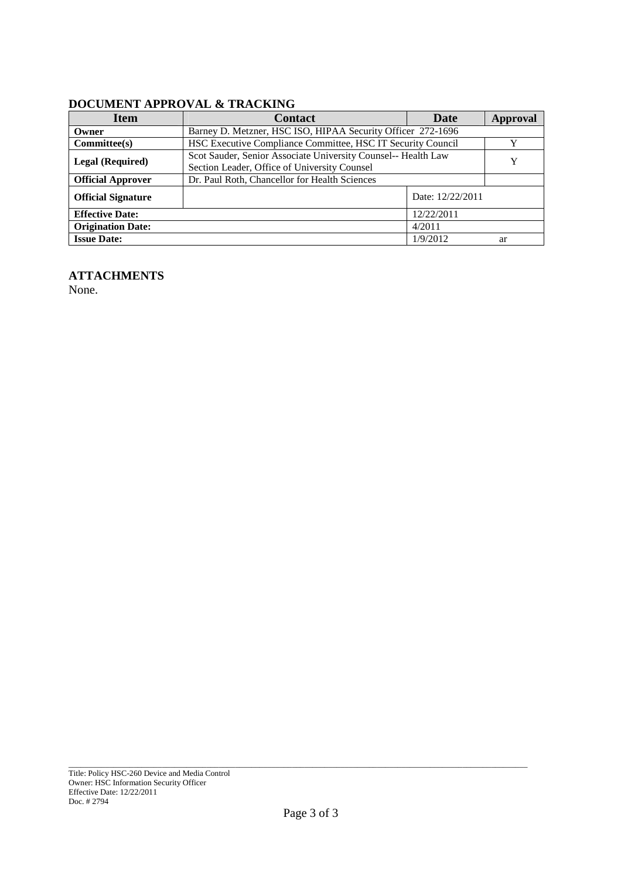## DOCUMENT APPROVAL & TRACKING

| Item | Contact | Date | Approval |
|---|---|---|---|
| **Owner** | Barney D. Metzner, HSC ISO, HIPAA Security Officer 272-1696 | | |
| **Committee(s)** | HSC Executive Compliance Committee, HSC IT Security Council | | Y |
| **Legal (Required)** | Scot Sauder, Senior Associate University Counsel-- Health Law Section Leader, Office of University Counsel | | Y |
| **Official Approver** | Dr. Paul Roth, Chancellor for Health Sciences | | |
| **Official Signature** | | Date: 12/22/2011 | |
| **Effective Date:** | | 12/22/2011 | |
| **Origination Date:** | | 4/2011 | |
| **Issue Date:** | | 1/9/2012 | ar |

## ATTACHMENTS

None.

Title: Policy HSC-260 Device and Media Control
Owner: HSC Information Security Officer
Effective Date: 12/22/2011
Doc. # 2794